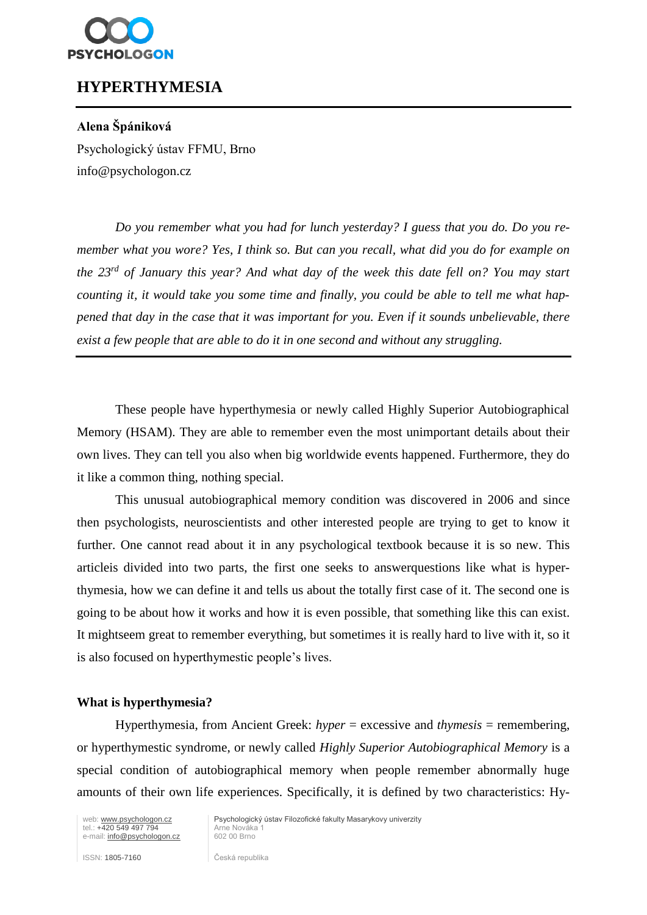# HYPERTHYMESIA

**Alena Špániková**

Psychologický ústav FFMU, Brno

info@psychologon.cz

*Do you remember what you had for lunch yesterday? I guess that you do. Do you remember what you wore? Yes, I think so. But can you recall, what did you do for example on the 23rd of January this year? And what day of the week this date fell on? You may start counting it, it would take you some time and finally, you could be able to tell me what happened that day in the case that it was important for you. Even if it sounds unbelievable, there exist a few people that are able to do it in one second and without any struggling.*

---

These people have hyperthymesia or newly called Highly Superior Autobiographical Memory (HSAM). They are able to remember even the most unimportant details about their own lives. They can tell you also when big worldwide events happened. Furthermore, they do it like a common thing, nothing special.

This unusual autobiographical memory condition was discovered in 2006 and since then psychologists, neuroscientists and other interested people are trying to get to know it further. One cannot read about it in any psychological textbook because it is so new. This articleis divided into two parts, the first one seeks to answerquestions like what is hyperthymesia, how we can define it and tells us about the totally first case of it. The second one is going to be about how it works and how it is even possible, that something like this can exist. It mightseem great to remember everything, but sometimes it is really hard to live with it, so it is also focused on hyperthymestic people's lives.

**What is hyperthymesia?**

Hyperthymesia, from Ancient Greek: *hyper* = excessive and *thymesis* = remembering, or hyperthymestic syndrome, or newly called *Highly Superior Autobiographical Memory* is a special condition of autobiographical memory when people remember abnormally huge amounts of their own life experiences. Specifically, it is defined by two characteristics: Hy-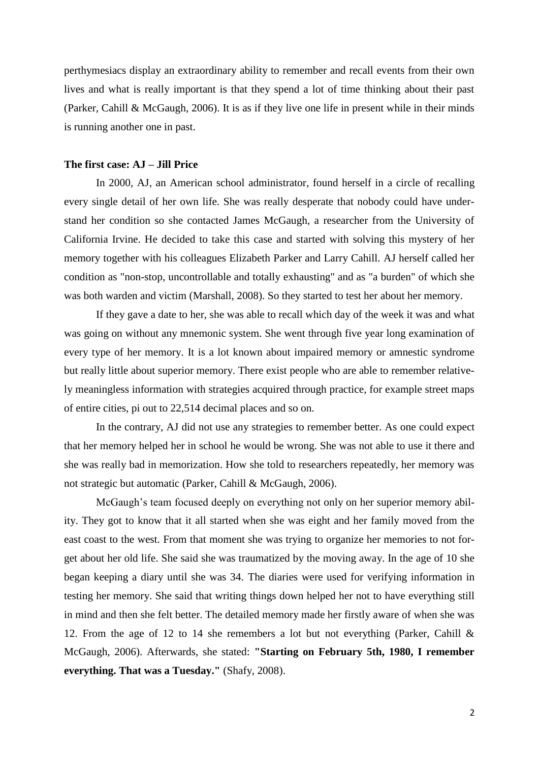perthymesiacs display an extraordinary ability to remember and recall events from their own lives and what is really important is that they spend a lot of time thinking about their past (Parker, Cahill & McGaugh, 2006). It is as if they live one life in present while in their minds is running another one in past.

**The first case: AJ – Jill Price**

In 2000, AJ, an American school administrator, found herself in a circle of recalling every single detail of her own life. She was really desperate that nobody could have understand her condition so she contacted James McGaugh, a researcher from the University of California Irvine. He decided to take this case and started with solving this mystery of her memory together with his colleagues Elizabeth Parker and Larry Cahill. AJ herself called her condition as "non-stop, uncontrollable and totally exhausting" and as "a burden" of which she was both warden and victim (Marshall, 2008). So they started to test her about her memory.

If they gave a date to her, she was able to recall which day of the week it was and what was going on without any mnemonic system. She went through five year long examination of every type of her memory. It is a lot known about impaired memory or amnestic syndrome but really little about superior memory. There exist people who are able to remember relatively meaningless information with strategies acquired through practice, for example street maps of entire cities, pi out to 22,514 decimal places and so on.

In the contrary, AJ did not use any strategies to remember better. As one could expect that her memory helped her in school he would be wrong. She was not able to use it there and she was really bad in memorization. How she told to researchers repeatedly, her memory was not strategic but automatic (Parker, Cahill & McGaugh, 2006).

McGaugh's team focused deeply on everything not only on her superior memory ability. They got to know that it all started when she was eight and her family moved from the east coast to the west. From that moment she was trying to organize her memories to not forget about her old life. She said she was traumatized by the moving away. In the age of 10 she began keeping a diary until she was 34. The diaries were used for verifying information in testing her memory. She said that writing things down helped her not to have everything still in mind and then she felt better. The detailed memory made her firstly aware of when she was 12. From the age of 12 to 14 she remembers a lot but not everything (Parker, Cahill & McGaugh, 2006). Afterwards, she stated: **"Starting on February 5th, 1980, I remember everything. That was a Tuesday."** (Shafy, 2008).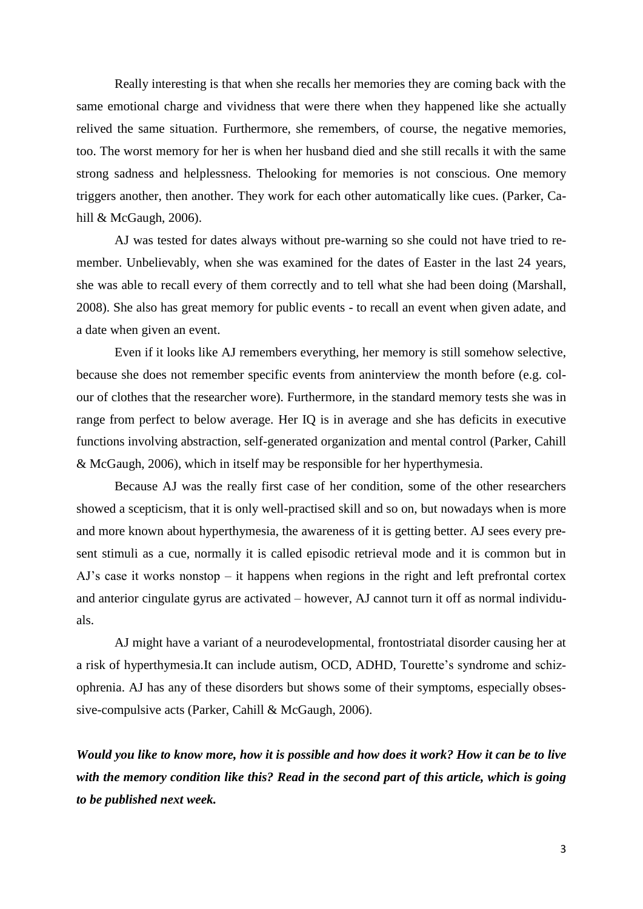Really interesting is that when she recalls her memories they are coming back with the same emotional charge and vividness that were there when they happened like she actually relived the same situation. Furthermore, she remembers, of course, the negative memories, too. The worst memory for her is when her husband died and she still recalls it with the same strong sadness and helplessness. Thelooking for memories is not conscious. One memory triggers another, then another. They work for each other automatically like cues. (Parker, Cahill & McGaugh, 2006).

AJ was tested for dates always without pre-warning so she could not have tried to remember. Unbelievably, when she was examined for the dates of Easter in the last 24 years, she was able to recall every of them correctly and to tell what she had been doing (Marshall, 2008). She also has great memory for public events - to recall an event when given adate, and a date when given an event.

Even if it looks like AJ remembers everything, her memory is still somehow selective, because she does not remember specific events from aninterview the month before (e.g. colour of clothes that the researcher wore). Furthermore, in the standard memory tests she was in range from perfect to below average. Her IQ is in average and she has deficits in executive functions involving abstraction, self-generated organization and mental control (Parker, Cahill & McGaugh, 2006), which in itself may be responsible for her hyperthymesia.

Because AJ was the really first case of her condition, some of the other researchers showed a scepticism, that it is only well-practised skill and so on, but nowadays when is more and more known about hyperthymesia, the awareness of it is getting better. AJ sees every present stimuli as a cue, normally it is called episodic retrieval mode and it is common but in AJ's case it works nonstop – it happens when regions in the right and left prefrontal cortex and anterior cingulate gyrus are activated – however, AJ cannot turn it off as normal individuals.

AJ might have a variant of a neurodevelopmental, frontostriatal disorder causing her at a risk of hyperthymesia.It can include autism, OCD, ADHD, Tourette's syndrome and schizophrenia. AJ has any of these disorders but shows some of their symptoms, especially obsessive-compulsive acts (Parker, Cahill & McGaugh, 2006).

***Would you like to know more, how it is possible and how does it work? How it can be to live with the memory condition like this? Read in the second part of this article, which is going to be published next week.***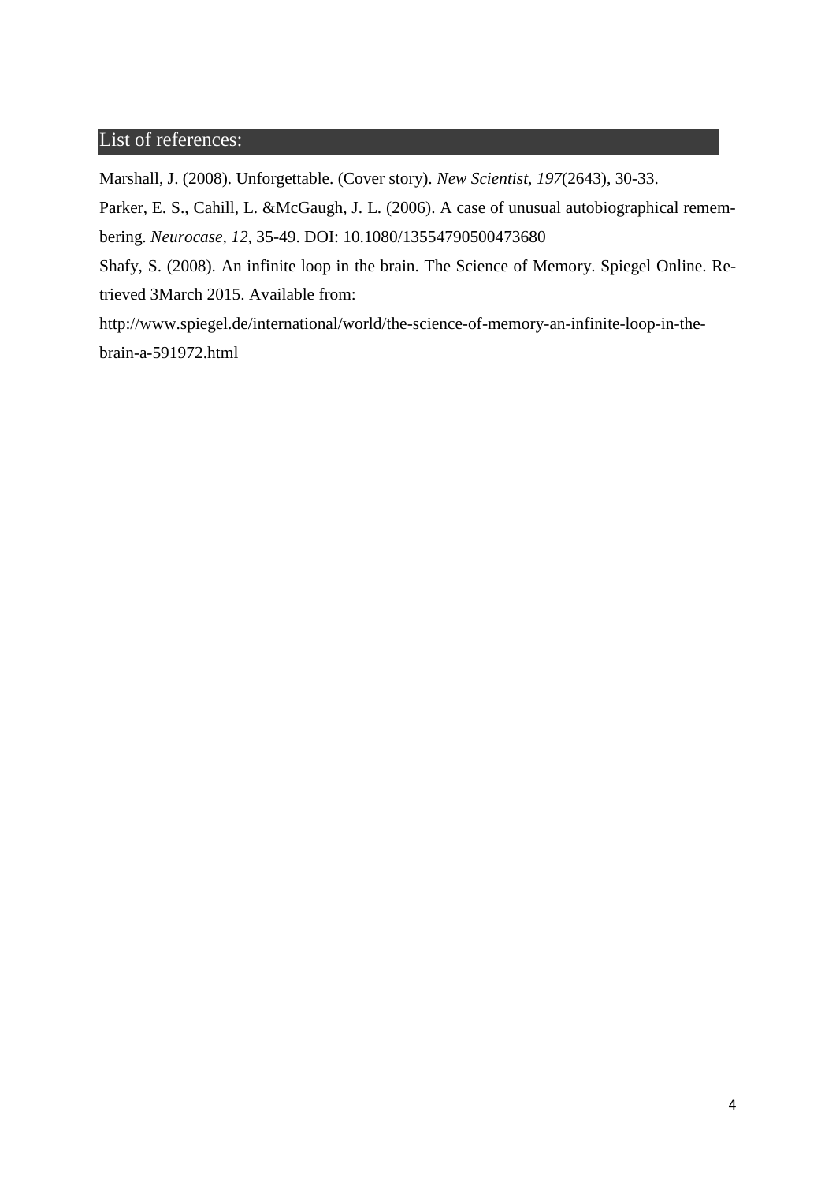## List of references:

Marshall, J. (2008). Unforgettable. (Cover story). *New Scientist, 197*(2643), 30-33.

Parker, E. S., Cahill, L. &McGaugh, J. L. (2006). A case of unusual autobiographical remembering. *Neurocase, 12*, 35-49. DOI: 10.1080/13554790500473680

Shafy, S. (2008). An infinite loop in the brain. The Science of Memory. Spiegel Online. Retrieved 3March 2015. Available from:

http://www.spiegel.de/international/world/the-science-of-memory-an-infinite-loop-in-the-brain-a-591972.html